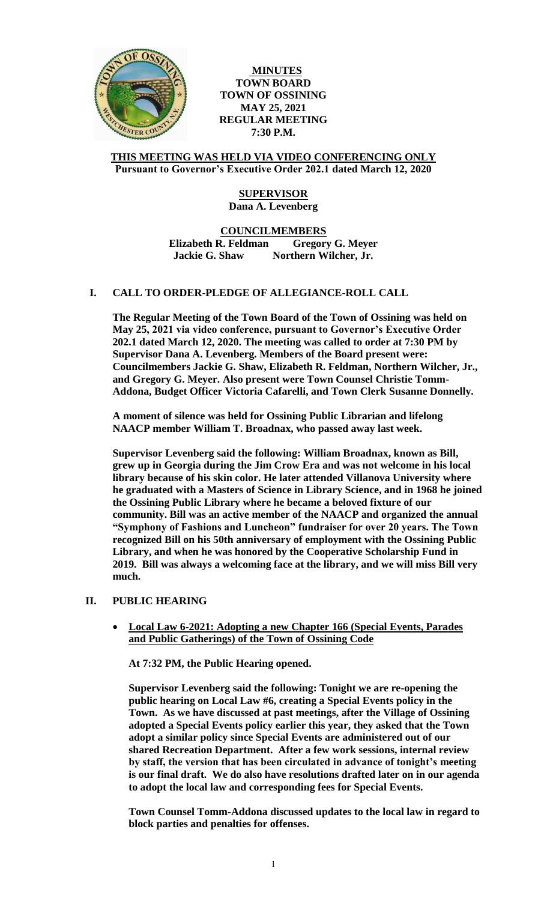**MINUTES**
**TOWN BOARD**
**TOWN OF OSSINING**
**MAY 25, 2021**
**REGULAR MEETING**
**7:30 P.M.**

**THIS MEETING WAS HELD VIA VIDEO CONFERENCING ONLY**
**Pursuant to Governor's Executive Order 202.1 dated March 12, 2020**

**SUPERVISOR**
**Dana A. Levenberg**

**COUNCILMEMBERS**
**Elizabeth R. Feldman Gregory G. Meyer**
**Jackie G. Shaw Northern Wilcher, Jr.**

## I. CALL TO ORDER-PLEDGE OF ALLEGIANCE-ROLL CALL

**The Regular Meeting of the Town Board of the Town of Ossining was held on May 25, 2021 via video conference, pursuant to Governor's Executive Order 202.1 dated March 12, 2020. The meeting was called to order at 7:30 PM by Supervisor Dana A. Levenberg. Members of the Board present were: Councilmembers Jackie G. Shaw, Elizabeth R. Feldman, Northern Wilcher, Jr., and Gregory G. Meyer. Also present were Town Counsel Christie Tomm-Addona, Budget Officer Victoria Cafarelli, and Town Clerk Susanne Donnelly.**

**A moment of silence was held for Ossining Public Librarian and lifelong NAACP member William T. Broadnax, who passed away last week.**

**Supervisor Levenberg said the following: William Broadnax, known as Bill, grew up in Georgia during the Jim Crow Era and was not welcome in his local library because of his skin color. He later attended Villanova University where he graduated with a Masters of Science in Library Science, and in 1968 he joined the Ossining Public Library where he became a beloved fixture of our community. Bill was an active member of the NAACP and organized the annual "Symphony of Fashions and Luncheon" fundraiser for over 20 years. The Town recognized Bill on his 50th anniversary of employment with the Ossining Public Library, and when he was honored by the Cooperative Scholarship Fund in 2019. Bill was always a welcoming face at the library, and we will miss Bill very much.**

## II. PUBLIC HEARING

- **Local Law 6-2021: Adopting a new Chapter 166 (Special Events, Parades and Public Gatherings) of the Town of Ossining Code**

**At 7:32 PM, the Public Hearing opened.**

**Supervisor Levenberg said the following: Tonight we are re-opening the public hearing on Local Law #6, creating a Special Events policy in the Town. As we have discussed at past meetings, after the Village of Ossining adopted a Special Events policy earlier this year, they asked that the Town adopt a similar policy since Special Events are administered out of our shared Recreation Department. After a few work sessions, internal review by staff, the version that has been circulated in advance of tonight's meeting is our final draft. We do also have resolutions drafted later on in our agenda to adopt the local law and corresponding fees for Special Events.**

**Town Counsel Tomm-Addona discussed updates to the local law in regard to block parties and penalties for offenses.**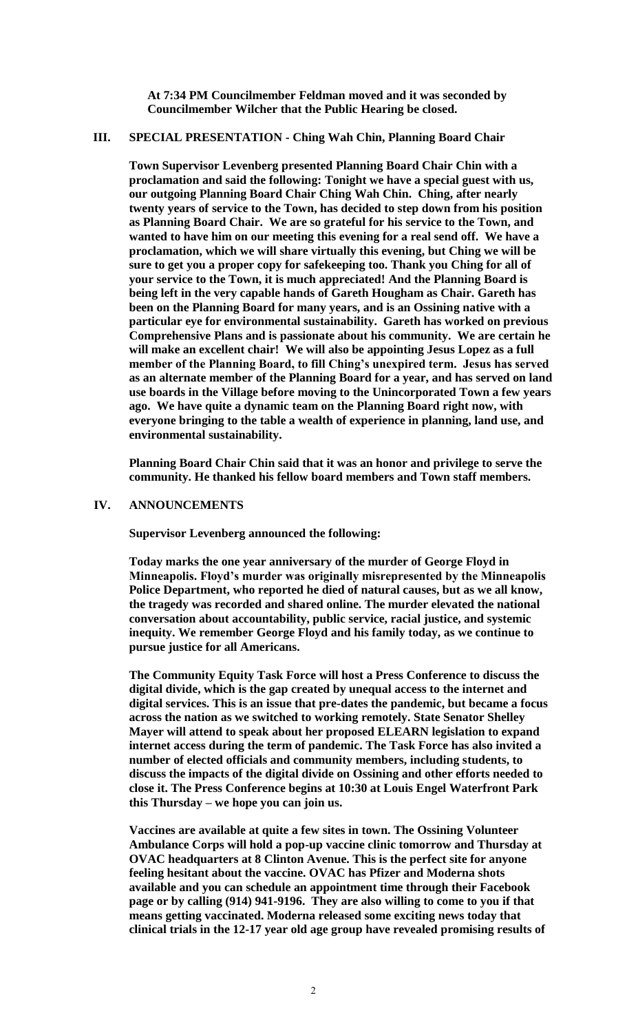**At 7:34 PM Councilmember Feldman moved and it was seconded by Councilmember Wilcher that the Public Hearing be closed.**

## III. SPECIAL PRESENTATION - Ching Wah Chin, Planning Board Chair

**Town Supervisor Levenberg presented Planning Board Chair Chin with a proclamation and said the following: Tonight we have a special guest with us, our outgoing Planning Board Chair Ching Wah Chin. Ching, after nearly twenty years of service to the Town, has decided to step down from his position as Planning Board Chair. We are so grateful for his service to the Town, and wanted to have him on our meeting this evening for a real send off. We have a proclamation, which we will share virtually this evening, but Ching we will be sure to get you a proper copy for safekeeping too. Thank you Ching for all of your service to the Town, it is much appreciated! And the Planning Board is being left in the very capable hands of Gareth Hougham as Chair. Gareth has been on the Planning Board for many years, and is an Ossining native with a particular eye for environmental sustainability. Gareth has worked on previous Comprehensive Plans and is passionate about his community. We are certain he will make an excellent chair! We will also be appointing Jesus Lopez as a full member of the Planning Board, to fill Ching's unexpired term. Jesus has served as an alternate member of the Planning Board for a year, and has served on land use boards in the Village before moving to the Unincorporated Town a few years ago. We have quite a dynamic team on the Planning Board right now, with everyone bringing to the table a wealth of experience in planning, land use, and environmental sustainability.**

**Planning Board Chair Chin said that it was an honor and privilege to serve the community. He thanked his fellow board members and Town staff members.**

## IV. ANNOUNCEMENTS

**Supervisor Levenberg announced the following:**

**Today marks the one year anniversary of the murder of George Floyd in Minneapolis. Floyd's murder was originally misrepresented by the Minneapolis Police Department, who reported he died of natural causes, but as we all know, the tragedy was recorded and shared online. The murder elevated the national conversation about accountability, public service, racial justice, and systemic inequity. We remember George Floyd and his family today, as we continue to pursue justice for all Americans.**

**The Community Equity Task Force will host a Press Conference to discuss the digital divide, which is the gap created by unequal access to the internet and digital services. This is an issue that pre-dates the pandemic, but became a focus across the nation as we switched to working remotely. State Senator Shelley Mayer will attend to speak about her proposed ELEARN legislation to expand internet access during the term of pandemic. The Task Force has also invited a number of elected officials and community members, including students, to discuss the impacts of the digital divide on Ossining and other efforts needed to close it. The Press Conference begins at 10:30 at Louis Engel Waterfront Park this Thursday – we hope you can join us.**

**Vaccines are available at quite a few sites in town. The Ossining Volunteer Ambulance Corps will hold a pop-up vaccine clinic tomorrow and Thursday at OVAC headquarters at 8 Clinton Avenue. This is the perfect site for anyone feeling hesitant about the vaccine. OVAC has Pfizer and Moderna shots available and you can schedule an appointment time through their Facebook page or by calling (914) 941-9196. They are also willing to come to you if that means getting vaccinated. Moderna released some exciting news today that clinical trials in the 12-17 year old age group have revealed promising results of**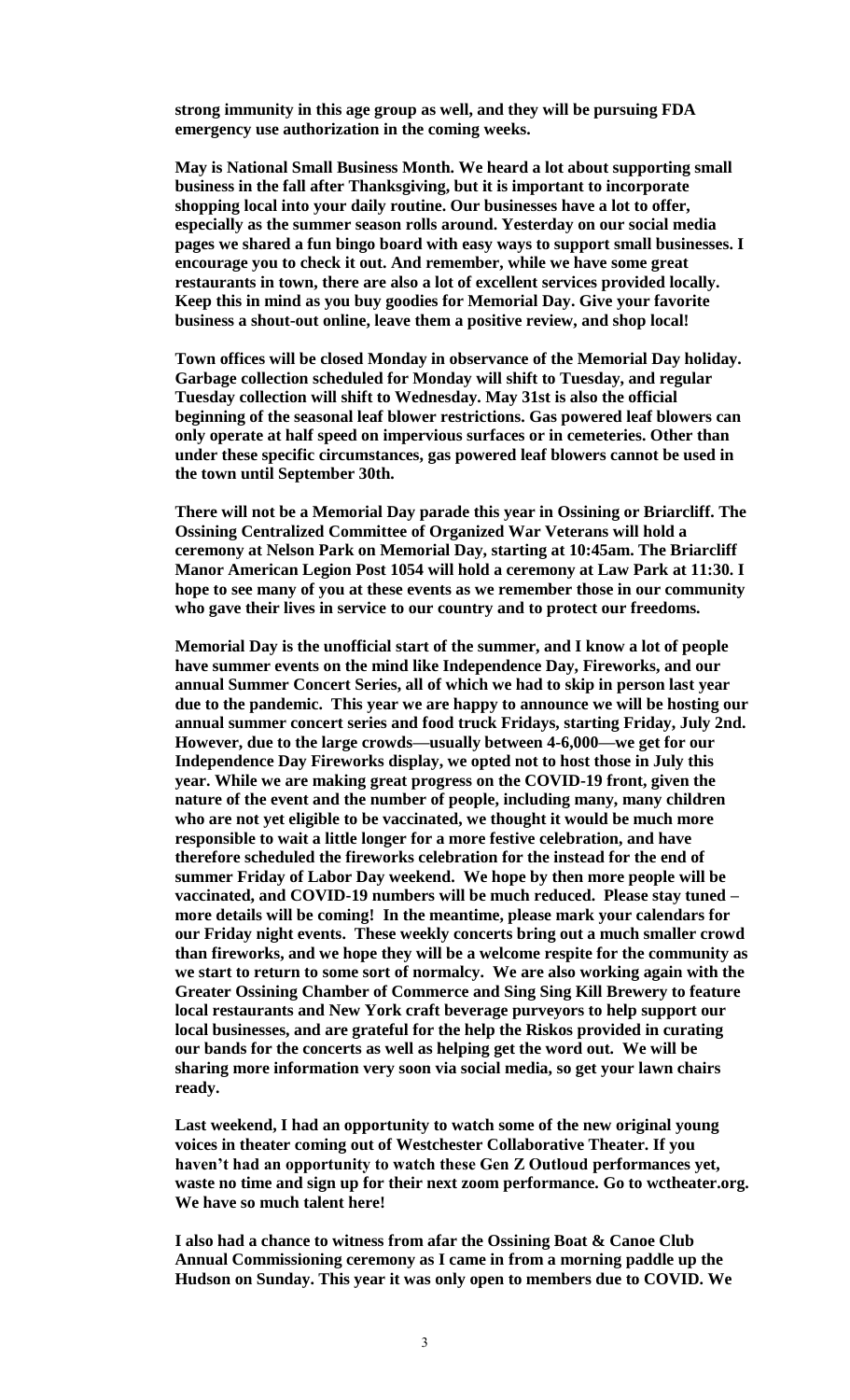**strong immunity in this age group as well, and they will be pursuing FDA emergency use authorization in the coming weeks.**

**May is National Small Business Month. We heard a lot about supporting small business in the fall after Thanksgiving, but it is important to incorporate shopping local into your daily routine. Our businesses have a lot to offer, especially as the summer season rolls around. Yesterday on our social media pages we shared a fun bingo board with easy ways to support small businesses. I encourage you to check it out. And remember, while we have some great restaurants in town, there are also a lot of excellent services provided locally. Keep this in mind as you buy goodies for Memorial Day. Give your favorite business a shout-out online, leave them a positive review, and shop local!**

**Town offices will be closed Monday in observance of the Memorial Day holiday. Garbage collection scheduled for Monday will shift to Tuesday, and regular Tuesday collection will shift to Wednesday. May 31st is also the official beginning of the seasonal leaf blower restrictions. Gas powered leaf blowers can only operate at half speed on impervious surfaces or in cemeteries. Other than under these specific circumstances, gas powered leaf blowers cannot be used in the town until September 30th.**

**There will not be a Memorial Day parade this year in Ossining or Briarcliff. The Ossining Centralized Committee of Organized War Veterans will hold a ceremony at Nelson Park on Memorial Day, starting at 10:45am. The Briarcliff Manor American Legion Post 1054 will hold a ceremony at Law Park at 11:30. I hope to see many of you at these events as we remember those in our community who gave their lives in service to our country and to protect our freedoms.**

**Memorial Day is the unofficial start of the summer, and I know a lot of people have summer events on the mind like Independence Day, Fireworks, and our annual Summer Concert Series, all of which we had to skip in person last year due to the pandemic. This year we are happy to announce we will be hosting our annual summer concert series and food truck Fridays, starting Friday, July 2nd. However, due to the large crowds—usually between 4-6,000—we get for our Independence Day Fireworks display, we opted not to host those in July this year. While we are making great progress on the COVID-19 front, given the nature of the event and the number of people, including many, many children who are not yet eligible to be vaccinated, we thought it would be much more responsible to wait a little longer for a more festive celebration, and have therefore scheduled the fireworks celebration for the instead for the end of summer Friday of Labor Day weekend. We hope by then more people will be vaccinated, and COVID-19 numbers will be much reduced. Please stay tuned – more details will be coming! In the meantime, please mark your calendars for our Friday night events. These weekly concerts bring out a much smaller crowd than fireworks, and we hope they will be a welcome respite for the community as we start to return to some sort of normalcy. We are also working again with the Greater Ossining Chamber of Commerce and Sing Sing Kill Brewery to feature local restaurants and New York craft beverage purveyors to help support our local businesses, and are grateful for the help the Riskos provided in curating our bands for the concerts as well as helping get the word out. We will be sharing more information very soon via social media, so get your lawn chairs ready.**

**Last weekend, I had an opportunity to watch some of the new original young voices in theater coming out of Westchester Collaborative Theater. If you haven't had an opportunity to watch these Gen Z Outloud performances yet, waste no time and sign up for their next zoom performance. Go to wctheater.org. We have so much talent here!**

**I also had a chance to witness from afar the Ossining Boat & Canoe Club Annual Commissioning ceremony as I came in from a morning paddle up the Hudson on Sunday. This year it was only open to members due to COVID. We**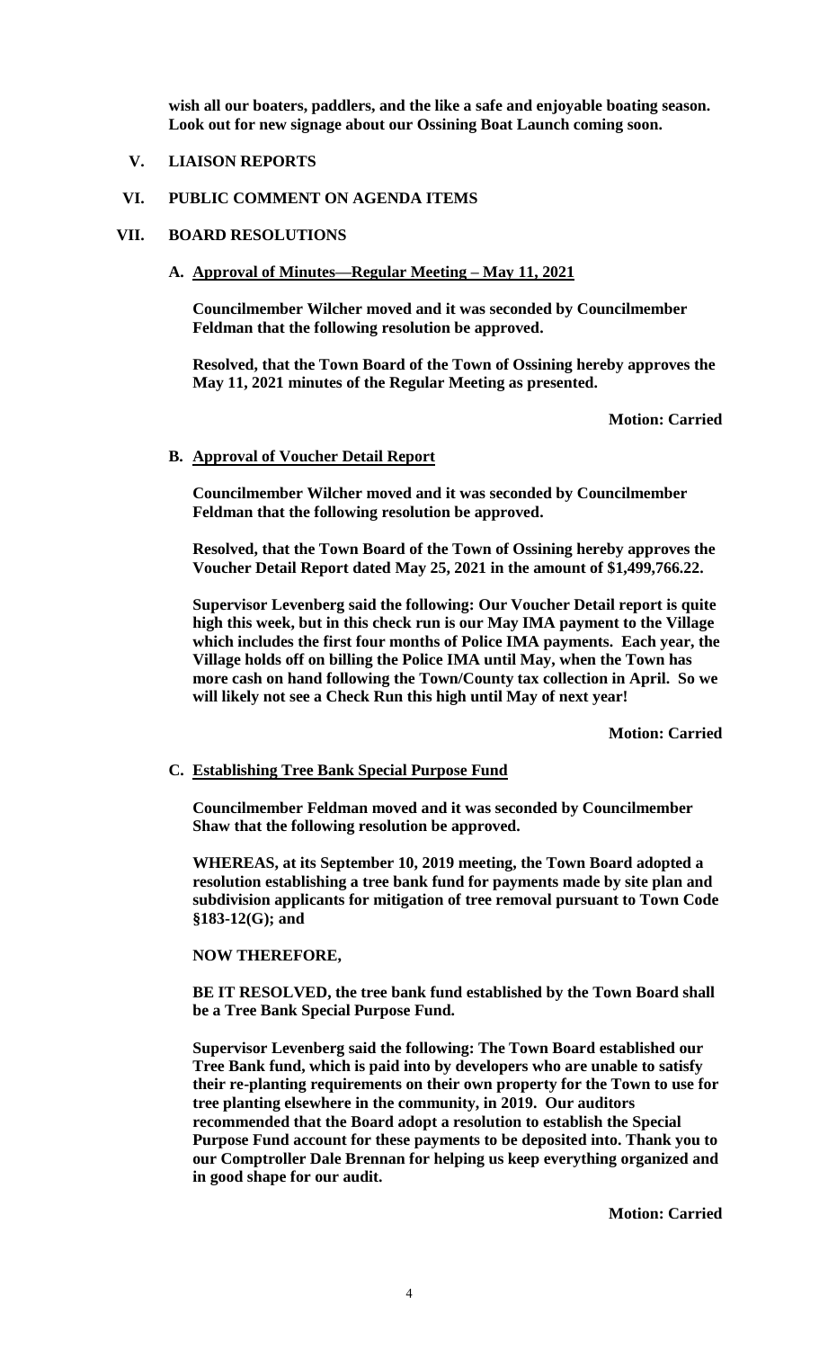**wish all our boaters, paddlers, and the like a safe and enjoyable boating season. Look out for new signage about our Ossining Boat Launch coming soon.**

## V. LIAISON REPORTS

## VI. PUBLIC COMMENT ON AGENDA ITEMS

## VII. BOARD RESOLUTIONS

### A. Approval of Minutes—Regular Meeting – May 11, 2021

**Councilmember Wilcher moved and it was seconded by Councilmember Feldman that the following resolution be approved.**

**Resolved, that the Town Board of the Town of Ossining hereby approves the May 11, 2021 minutes of the Regular Meeting as presented.**

**Motion: Carried**

### B. Approval of Voucher Detail Report

**Councilmember Wilcher moved and it was seconded by Councilmember Feldman that the following resolution be approved.**

**Resolved, that the Town Board of the Town of Ossining hereby approves the Voucher Detail Report dated May 25, 2021 in the amount of $1,499,766.22.**

**Supervisor Levenberg said the following: Our Voucher Detail report is quite high this week, but in this check run is our May IMA payment to the Village which includes the first four months of Police IMA payments. Each year, the Village holds off on billing the Police IMA until May, when the Town has more cash on hand following the Town/County tax collection in April. So we will likely not see a Check Run this high until May of next year!**

**Motion: Carried**

### C. Establishing Tree Bank Special Purpose Fund

**Councilmember Feldman moved and it was seconded by Councilmember Shaw that the following resolution be approved.**

**WHEREAS, at its September 10, 2019 meeting, the Town Board adopted a resolution establishing a tree bank fund for payments made by site plan and subdivision applicants for mitigation of tree removal pursuant to Town Code §183-12(G); and**

**NOW THEREFORE,**

**BE IT RESOLVED, the tree bank fund established by the Town Board shall be a Tree Bank Special Purpose Fund.**

**Supervisor Levenberg said the following: The Town Board established our Tree Bank fund, which is paid into by developers who are unable to satisfy their re-planting requirements on their own property for the Town to use for tree planting elsewhere in the community, in 2019. Our auditors recommended that the Board adopt a resolution to establish the Special Purpose Fund account for these payments to be deposited into. Thank you to our Comptroller Dale Brennan for helping us keep everything organized and in good shape for our audit.**

**Motion: Carried**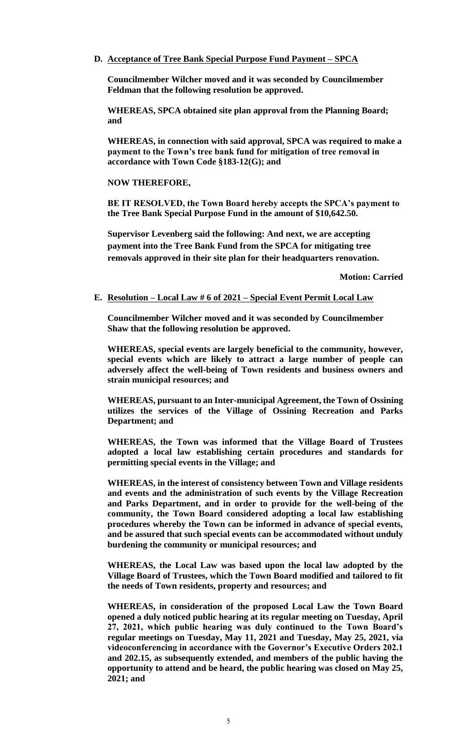**D. <u>Acceptance of Tree Bank Special Purpose Fund Payment – SPCA</u>**

**Councilmember Wilcher moved and it was seconded by Councilmember Feldman that the following resolution be approved.**

**WHEREAS, SPCA obtained site plan approval from the Planning Board; and**

**WHEREAS, in connection with said approval, SPCA was required to make a payment to the Town's tree bank fund for mitigation of tree removal in accordance with Town Code §183-12(G); and**

**NOW THEREFORE,**

**BE IT RESOLVED, the Town Board hereby accepts the SPCA's payment to the Tree Bank Special Purpose Fund in the amount of $10,642.50.**

**Supervisor Levenberg said the following: And next, we are accepting payment into the Tree Bank Fund from the SPCA for mitigating tree removals approved in their site plan for their headquarters renovation.**

**Motion: Carried**

**E. <u>Resolution – Local Law # 6 of 2021 – Special Event Permit Local Law</u>**

**Councilmember Wilcher moved and it was seconded by Councilmember Shaw that the following resolution be approved.**

**WHEREAS, special events are largely beneficial to the community, however, special events which are likely to attract a large number of people can adversely affect the well-being of Town residents and business owners and strain municipal resources; and**

**WHEREAS, pursuant to an Inter-municipal Agreement, the Town of Ossining utilizes the services of the Village of Ossining Recreation and Parks Department; and**

**WHEREAS, the Town was informed that the Village Board of Trustees adopted a local law establishing certain procedures and standards for permitting special events in the Village; and**

**WHEREAS, in the interest of consistency between Town and Village residents and events and the administration of such events by the Village Recreation and Parks Department, and in order to provide for the well-being of the community, the Town Board considered adopting a local law establishing procedures whereby the Town can be informed in advance of special events, and be assured that such special events can be accommodated without unduly burdening the community or municipal resources; and**

**WHEREAS, the Local Law was based upon the local law adopted by the Village Board of Trustees, which the Town Board modified and tailored to fit the needs of Town residents, property and resources; and**

**WHEREAS, in consideration of the proposed Local Law the Town Board opened a duly noticed public hearing at its regular meeting on Tuesday, April 27, 2021, which public hearing was duly continued to the Town Board's regular meetings on Tuesday, May 11, 2021 and Tuesday, May 25, 2021, via videoconferencing in accordance with the Governor's Executive Orders 202.1 and 202.15, as subsequently extended, and members of the public having the opportunity to attend and be heard, the public hearing was closed on May 25, 2021; and**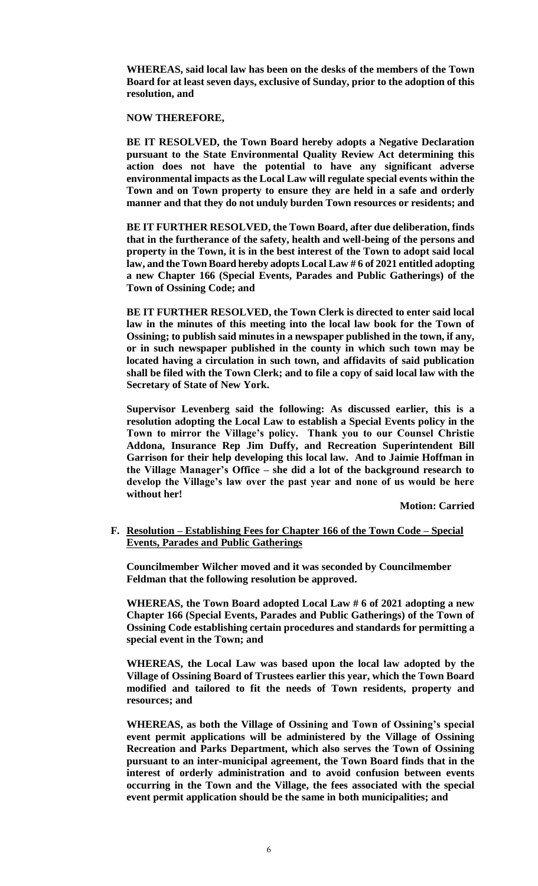**WHEREAS, said local law has been on the desks of the members of the Town Board for at least seven days, exclusive of Sunday, prior to the adoption of this resolution, and**

**NOW THEREFORE,**

**BE IT RESOLVED, the Town Board hereby adopts a Negative Declaration pursuant to the State Environmental Quality Review Act determining this action does not have the potential to have any significant adverse environmental impacts as the Local Law will regulate special events within the Town and on Town property to ensure they are held in a safe and orderly manner and that they do not unduly burden Town resources or residents; and**

**BE IT FURTHER RESOLVED, the Town Board, after due deliberation, finds that in the furtherance of the safety, health and well-being of the persons and property in the Town, it is in the best interest of the Town to adopt said local law, and the Town Board hereby adopts Local Law # 6 of 2021 entitled adopting a new Chapter 166 (Special Events, Parades and Public Gatherings) of the Town of Ossining Code; and**

**BE IT FURTHER RESOLVED, the Town Clerk is directed to enter said local law in the minutes of this meeting into the local law book for the Town of Ossining; to publish said minutes in a newspaper published in the town, if any, or in such newspaper published in the county in which such town may be located having a circulation in such town, and affidavits of said publication shall be filed with the Town Clerk; and to file a copy of said local law with the Secretary of State of New York.**

**Supervisor Levenberg said the following: As discussed earlier, this is a resolution adopting the Local Law to establish a Special Events policy in the Town to mirror the Village's policy. Thank you to our Counsel Christie Addona, Insurance Rep Jim Duffy, and Recreation Superintendent Bill Garrison for their help developing this local law. And to Jaimie Hoffman in the Village Manager's Office – she did a lot of the background research to develop the Village's law over the past year and none of us would be here without her!**

**Motion: Carried**

**F. <u>Resolution – Establishing Fees for Chapter 166 of the Town Code – Special Events, Parades and Public Gatherings</u>**

**Councilmember Wilcher moved and it was seconded by Councilmember Feldman that the following resolution be approved.**

**WHEREAS, the Town Board adopted Local Law # 6 of 2021 adopting a new Chapter 166 (Special Events, Parades and Public Gatherings) of the Town of Ossining Code establishing certain procedures and standards for permitting a special event in the Town; and**

**WHEREAS, the Local Law was based upon the local law adopted by the Village of Ossining Board of Trustees earlier this year, which the Town Board modified and tailored to fit the needs of Town residents, property and resources; and**

**WHEREAS, as both the Village of Ossining and Town of Ossining's special event permit applications will be administered by the Village of Ossining Recreation and Parks Department, which also serves the Town of Ossining pursuant to an inter-municipal agreement, the Town Board finds that in the interest of orderly administration and to avoid confusion between events occurring in the Town and the Village, the fees associated with the special event permit application should be the same in both municipalities; and**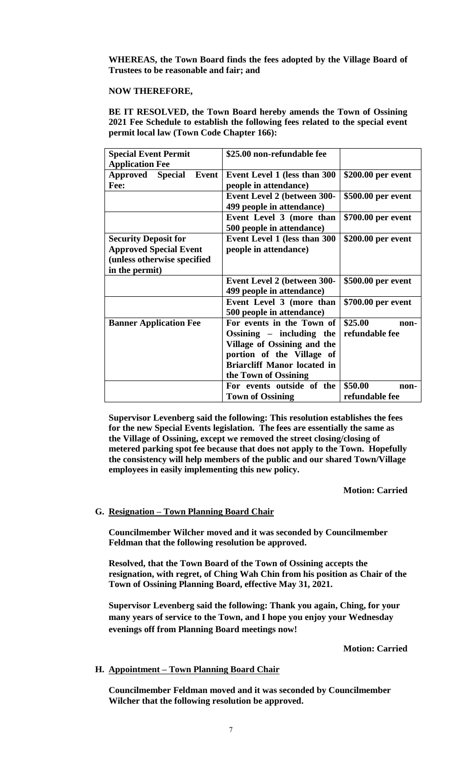**WHEREAS, the Town Board finds the fees adopted by the Village Board of Trustees to be reasonable and fair; and**

**NOW THEREFORE,**

**BE IT RESOLVED, the Town Board hereby amends the Town of Ossining 2021 Fee Schedule to establish the following fees related to the special event permit local law (Town Code Chapter 166):**

| **Special Event Permit Application Fee** | **$25.00 non-refundable fee** | |
|---|---|---|
| **Approved Special Event Fee:** | **Event Level 1 (less than 300 people in attendance)** | **$200.00 per event** |
| | **Event Level 2 (between 300-499 people in attendance)** | **$500.00 per event** |
| | **Event Level 3 (more than 500 people in attendance)** | **$700.00 per event** |
| **Security Deposit for Approved Special Event (unless otherwise specified in the permit)** | **Event Level 1 (less than 300 people in attendance)** | **$200.00 per event** |
| | **Event Level 2 (between 300-499 people in attendance)** | **$500.00 per event** |
| | **Event Level 3 (more than 500 people in attendance)** | **$700.00 per event** |
| **Banner Application Fee** | **For events in the Town of Ossining – including the Village of Ossining and the portion of the Village of Briarcliff Manor located in the Town of Ossining** | **$25.00 non-refundable fee** |
| | **For events outside of the Town of Ossining** | **$50.00 non-refundable fee** |

**Supervisor Levenberg said the following: This resolution establishes the fees for the new Special Events legislation. The fees are essentially the same as the Village of Ossining, except we removed the street closing/closing of metered parking spot fee because that does not apply to the Town. Hopefully the consistency will help members of the public and our shared Town/Village employees in easily implementing this new policy.**

**Motion: Carried**

**G. Resignation – Town Planning Board Chair**

**Councilmember Wilcher moved and it was seconded by Councilmember Feldman that the following resolution be approved.**

**Resolved, that the Town Board of the Town of Ossining accepts the resignation, with regret, of Ching Wah Chin from his position as Chair of the Town of Ossining Planning Board, effective May 31, 2021.**

**Supervisor Levenberg said the following: Thank you again, Ching, for your many years of service to the Town, and I hope you enjoy your Wednesday evenings off from Planning Board meetings now!**

**Motion: Carried**

**H. Appointment – Town Planning Board Chair**

**Councilmember Feldman moved and it was seconded by Councilmember Wilcher that the following resolution be approved.**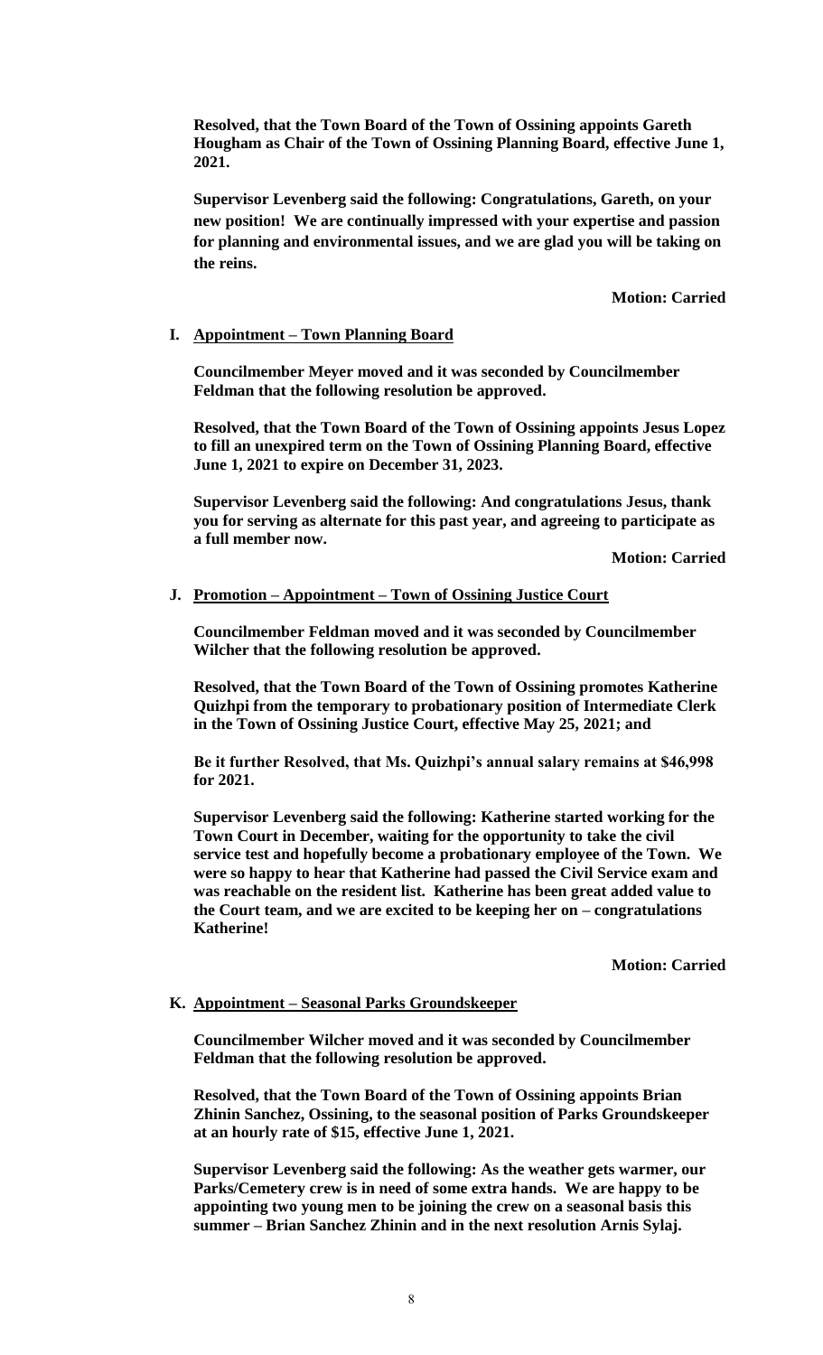**Resolved, that the Town Board of the Town of Ossining appoints Gareth Hougham as Chair of the Town of Ossining Planning Board, effective June 1, 2021.**

**Supervisor Levenberg said the following: Congratulations, Gareth, on your new position! We are continually impressed with your expertise and passion for planning and environmental issues, and we are glad you will be taking on the reins.**

**Motion: Carried**

**I. Appointment – Town Planning Board**

**Councilmember Meyer moved and it was seconded by Councilmember Feldman that the following resolution be approved.**

**Resolved, that the Town Board of the Town of Ossining appoints Jesus Lopez to fill an unexpired term on the Town of Ossining Planning Board, effective June 1, 2021 to expire on December 31, 2023.**

**Supervisor Levenberg said the following: And congratulations Jesus, thank you for serving as alternate for this past year, and agreeing to participate as a full member now.**

**Motion: Carried**

**J. Promotion – Appointment – Town of Ossining Justice Court**

**Councilmember Feldman moved and it was seconded by Councilmember Wilcher that the following resolution be approved.**

**Resolved, that the Town Board of the Town of Ossining promotes Katherine Quizhpi from the temporary to probationary position of Intermediate Clerk in the Town of Ossining Justice Court, effective May 25, 2021; and**

**Be it further Resolved, that Ms. Quizhpi's annual salary remains at $46,998 for 2021.**

**Supervisor Levenberg said the following: Katherine started working for the Town Court in December, waiting for the opportunity to take the civil service test and hopefully become a probationary employee of the Town. We were so happy to hear that Katherine had passed the Civil Service exam and was reachable on the resident list. Katherine has been great added value to the Court team, and we are excited to be keeping her on – congratulations Katherine!**

**Motion: Carried**

**K. Appointment – Seasonal Parks Groundskeeper**

**Councilmember Wilcher moved and it was seconded by Councilmember Feldman that the following resolution be approved.**

**Resolved, that the Town Board of the Town of Ossining appoints Brian Zhinin Sanchez, Ossining, to the seasonal position of Parks Groundskeeper at an hourly rate of $15, effective June 1, 2021.**

**Supervisor Levenberg said the following: As the weather gets warmer, our Parks/Cemetery crew is in need of some extra hands. We are happy to be appointing two young men to be joining the crew on a seasonal basis this summer – Brian Sanchez Zhinin and in the next resolution Arnis Sylaj.**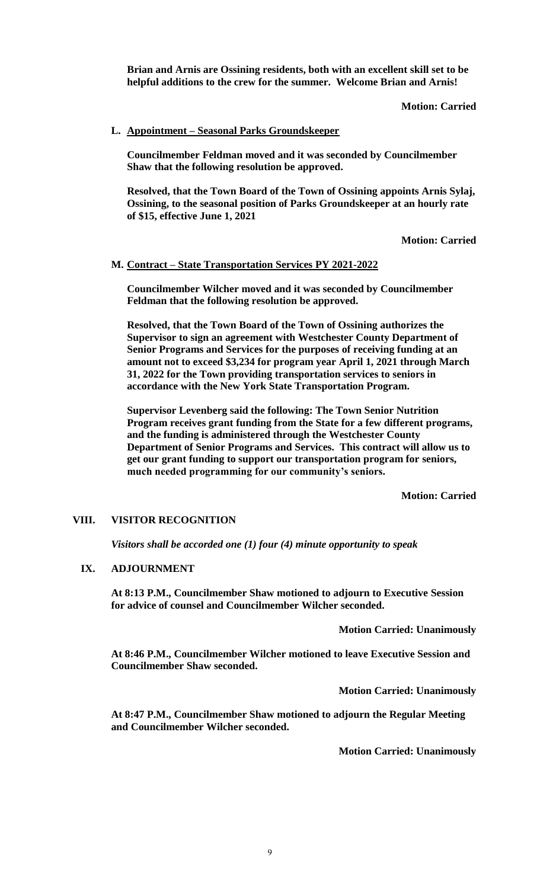**Brian and Arnis are Ossining residents, both with an excellent skill set to be helpful additions to the crew for the summer. Welcome Brian and Arnis!**

**Motion: Carried**

**L. Appointment – Seasonal Parks Groundskeeper**

**Councilmember Feldman moved and it was seconded by Councilmember Shaw that the following resolution be approved.**

**Resolved, that the Town Board of the Town of Ossining appoints Arnis Sylaj, Ossining, to the seasonal position of Parks Groundskeeper at an hourly rate of $15, effective June 1, 2021**

**Motion: Carried**

**M. Contract – State Transportation Services PY 2021-2022**

**Councilmember Wilcher moved and it was seconded by Councilmember Feldman that the following resolution be approved.**

**Resolved, that the Town Board of the Town of Ossining authorizes the Supervisor to sign an agreement with Westchester County Department of Senior Programs and Services for the purposes of receiving funding at an amount not to exceed $3,234 for program year April 1, 2021 through March 31, 2022 for the Town providing transportation services to seniors in accordance with the New York State Transportation Program.**

**Supervisor Levenberg said the following: The Town Senior Nutrition Program receives grant funding from the State for a few different programs, and the funding is administered through the Westchester County Department of Senior Programs and Services. This contract will allow us to get our grant funding to support our transportation program for seniors, much needed programming for our community's seniors.**

**Motion: Carried**

## VIII. VISITOR RECOGNITION

***Visitors shall be accorded one (1) four (4) minute opportunity to speak***

## IX. ADJOURNMENT

**At 8:13 P.M., Councilmember Shaw motioned to adjourn to Executive Session for advice of counsel and Councilmember Wilcher seconded.**

**Motion Carried: Unanimously**

**At 8:46 P.M., Councilmember Wilcher motioned to leave Executive Session and Councilmember Shaw seconded.**

**Motion Carried: Unanimously**

**At 8:47 P.M., Councilmember Shaw motioned to adjourn the Regular Meeting and Councilmember Wilcher seconded.**

**Motion Carried: Unanimously**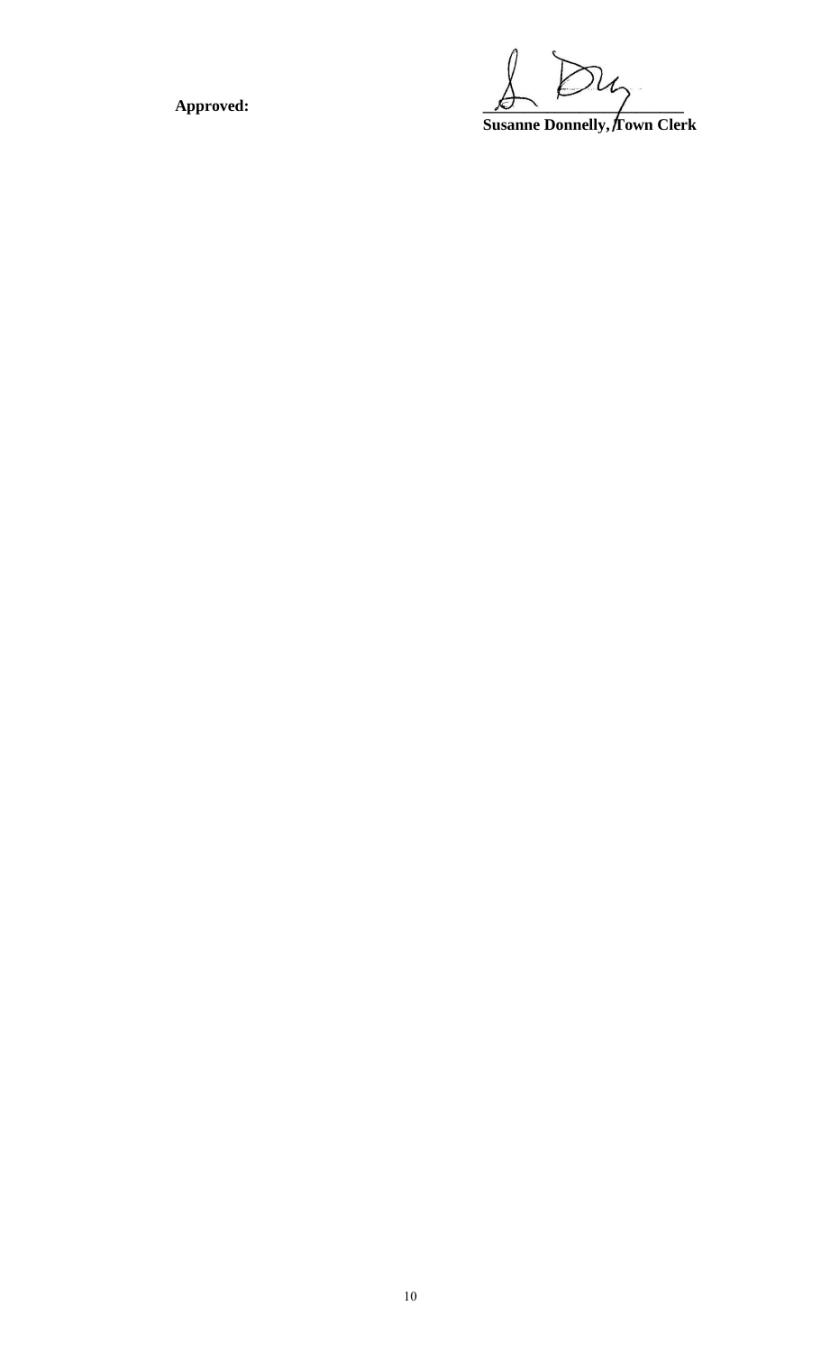**Approved:** \_\_\_\_\_\_\_\_\_\_\_\_\_\_\_\_\_\_\_\_\_\_\_\_\_\_\_\_

**Susanne Donnelly, Town Clerk**